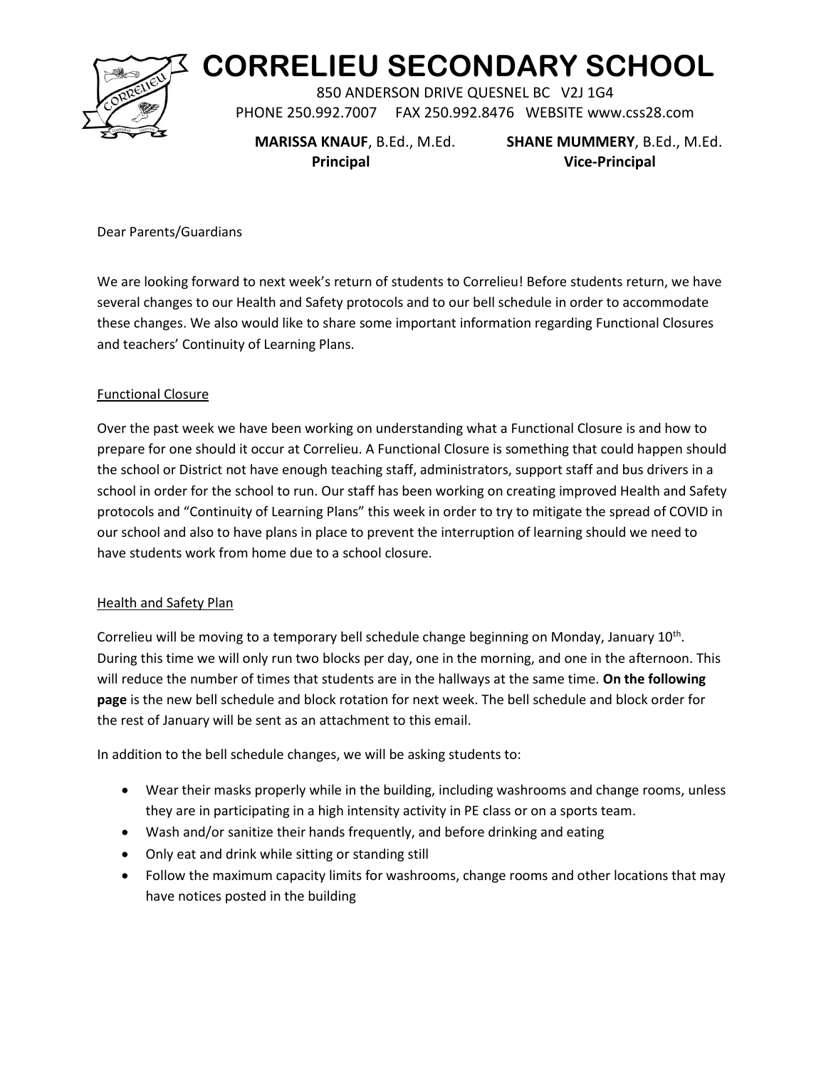# CORRELIEU SECONDARY SCHOOL

850 ANDERSON DRIVE QUESNEL BC V2J 1G4
PHONE 250.992.7007 FAX 250.992.8476 WEBSITE www.css28.com

**MARISSA KNAUF**, B.Ed., M.Ed.
**Principal**

**SHANE MUMMERY**, B.Ed., M.Ed.
**Vice-Principal**

Dear Parents/Guardians

We are looking forward to next week's return of students to Correlieu! Before students return, we have several changes to our Health and Safety protocols and to our bell schedule in order to accommodate these changes. We also would like to share some important information regarding Functional Closures and teachers' Continuity of Learning Plans.

## Functional Closure

Over the past week we have been working on understanding what a Functional Closure is and how to prepare for one should it occur at Correlieu. A Functional Closure is something that could happen should the school or District not have enough teaching staff, administrators, support staff and bus drivers in a school in order for the school to run. Our staff has been working on creating improved Health and Safety protocols and "Continuity of Learning Plans" this week in order to try to mitigate the spread of COVID in our school and also to have plans in place to prevent the interruption of learning should we need to have students work from home due to a school closure.

## Health and Safety Plan

Correlieu will be moving to a temporary bell schedule change beginning on Monday, January 10th. During this time we will only run two blocks per day, one in the morning, and one in the afternoon. This will reduce the number of times that students are in the hallways at the same time. **On the following page** is the new bell schedule and block rotation for next week. The bell schedule and block order for the rest of January will be sent as an attachment to this email.

In addition to the bell schedule changes, we will be asking students to:

- Wear their masks properly while in the building, including washrooms and change rooms, unless they are in participating in a high intensity activity in PE class or on a sports team.
- Wash and/or sanitize their hands frequently, and before drinking and eating
- Only eat and drink while sitting or standing still
- Follow the maximum capacity limits for washrooms, change rooms and other locations that may have notices posted in the building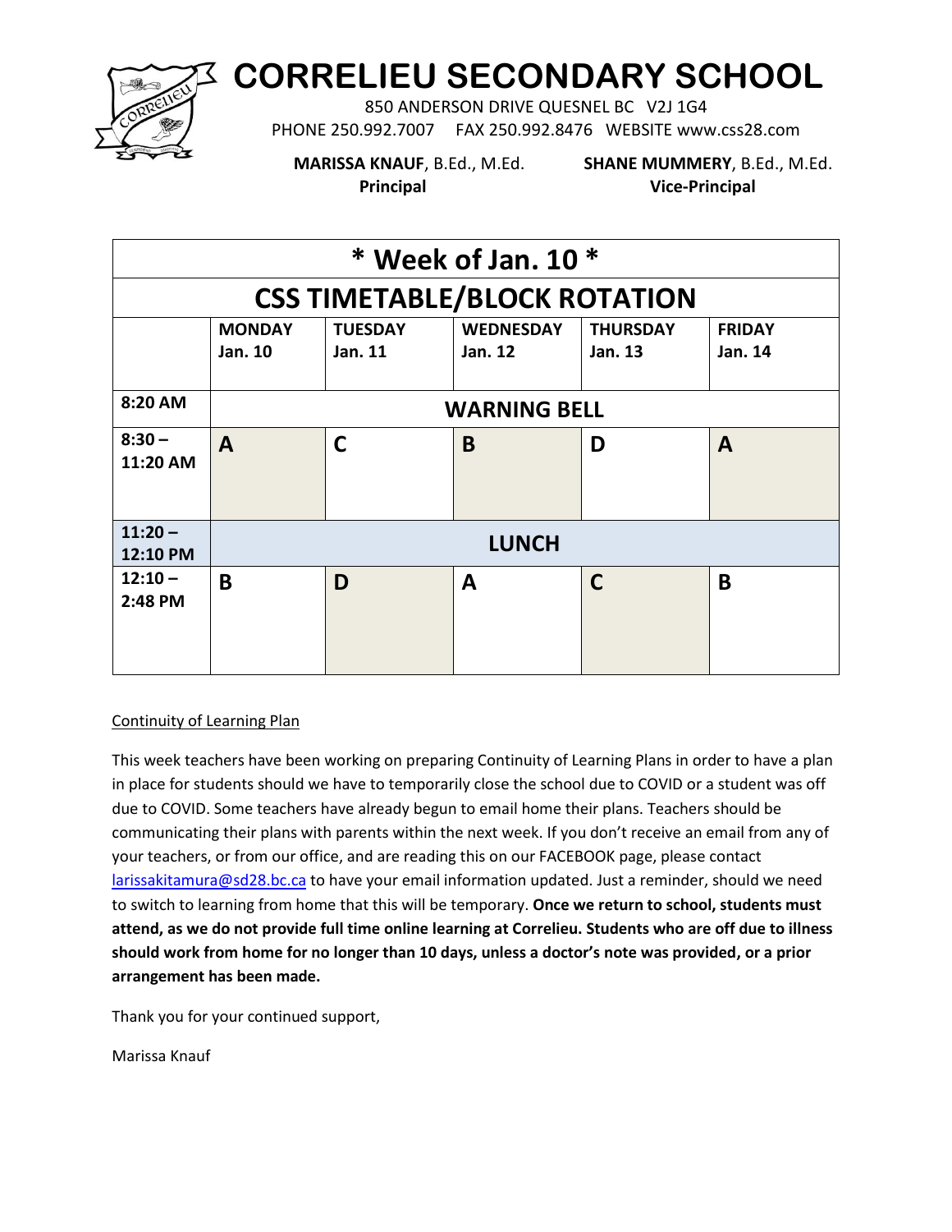# CORRELIEU SECONDARY SCHOOL

850 ANDERSON DRIVE QUESNEL BC V2J 1G4
PHONE 250.992.7007 FAX 250.992.8476 WEBSITE www.css28.com

**MARISSA KNAUF**, B.Ed., M.Ed.
**Principal**

**SHANE MUMMERY**, B.Ed., M.Ed.
**Vice-Principal**

| * Week of Jan. 10 * | | | | | |
|---|---|---|---|---|---|
| **CSS TIMETABLE/BLOCK ROTATION** | | | | | |
| | **MONDAY Jan. 10** | **TUESDAY Jan. 11** | **WEDNESDAY Jan. 12** | **THURSDAY Jan. 13** | **FRIDAY Jan. 14** |
| **8:20 AM** | **WARNING BELL** | | | | |
| **8:30 – 11:20 AM** | **A** | **C** | **B** | **D** | **A** |
| **11:20 – 12:10 PM** | **LUNCH** | | | | |
| **12:10 – 2:48 PM** | **B** | **D** | **A** | **C** | **B** |

Continuity of Learning Plan

This week teachers have been working on preparing Continuity of Learning Plans in order to have a plan in place for students should we have to temporarily close the school due to COVID or a student was off due to COVID. Some teachers have already begun to email home their plans. Teachers should be communicating their plans with parents within the next week. If you don't receive an email from any of your teachers, or from our office, and are reading this on our FACEBOOK page, please contact larissakitamura@sd28.bc.ca to have your email information updated. Just a reminder, should we need to switch to learning from home that this will be temporary. **Once we return to school, students must attend, as we do not provide full time online learning at Correlieu. Students who are off due to illness should work from home for no longer than 10 days, unless a doctor's note was provided, or a prior arrangement has been made.**

Thank you for your continued support,

Marissa Knauf